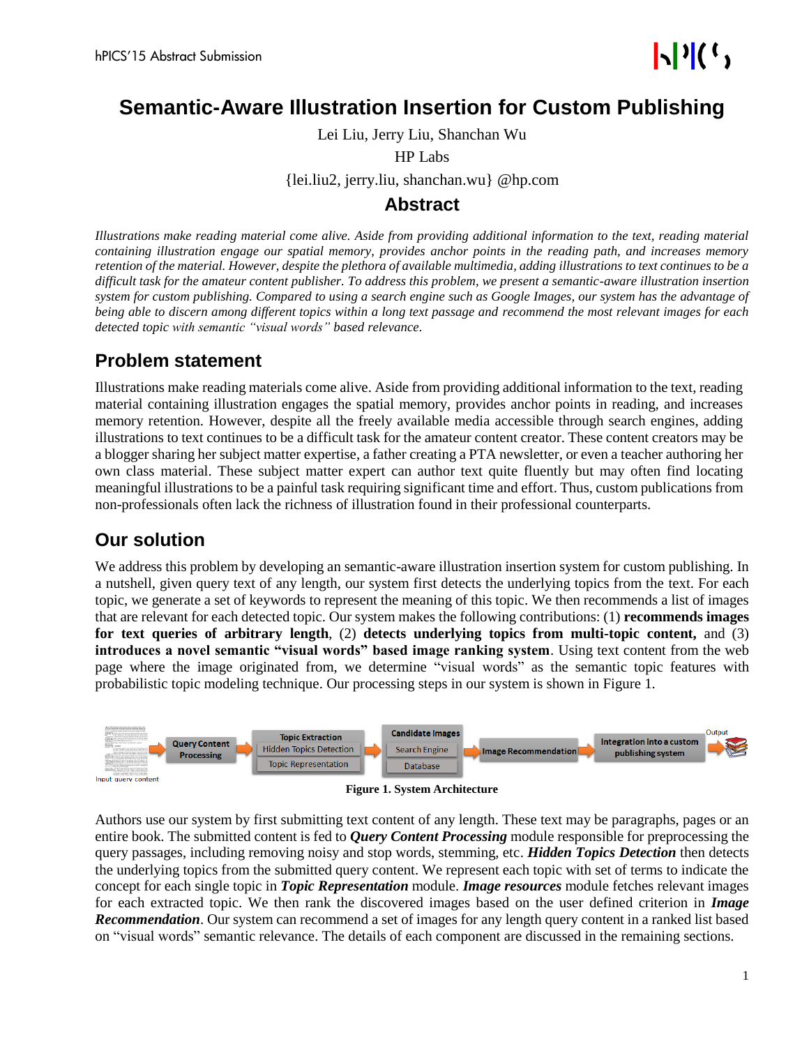# Semantic-Aware Illustration Insertion for Custom Publishing

Lei Liu, Jerry Liu, Shanchan Wu

HP Labs

{lei.liu2, jerry.liu, shanchan.wu} @hp.com

## Abstract

*Illustrations make reading material come alive. Aside from providing additional information to the text, reading material containing illustration engage our spatial memory, provides anchor points in the reading path, and increases memory retention of the material. However, despite the plethora of available multimedia, adding illustrations to text continues to be a difficult task for the amateur content publisher. To address this problem, we present a semantic-aware illustration insertion system for custom publishing. Compared to using a search engine such as Google Images, our system has the advantage of being able to discern among different topics within a long text passage and recommend the most relevant images for each detected topic with semantic "visual words" based relevance.*

## Problem statement

Illustrations make reading materials come alive. Aside from providing additional information to the text, reading material containing illustration engages the spatial memory, provides anchor points in reading, and increases memory retention. However, despite all the freely available media accessible through search engines, adding illustrations to text continues to be a difficult task for the amateur content creator. These content creators may be a blogger sharing her subject matter expertise, a father creating a PTA newsletter, or even a teacher authoring her own class material. These subject matter expert can author text quite fluently but may often find locating meaningful illustrations to be a painful task requiring significant time and effort. Thus, custom publications from non-professionals often lack the richness of illustration found in their professional counterparts.

## Our solution

We address this problem by developing an semantic-aware illustration insertion system for custom publishing. In a nutshell, given query text of any length, our system first detects the underlying topics from the text. For each topic, we generate a set of keywords to represent the meaning of this topic. We then recommends a list of images that are relevant for each detected topic. Our system makes the following contributions: (1) **recommends images for text queries of arbitrary length**, (2) **detects underlying topics from multi-topic content,** and (3) **introduces a novel semantic "visual words" based image ranking system**. Using text content from the web page where the image originated from, we determine "visual words" as the semantic topic features with probabilistic topic modeling technique. Our processing steps in our system is shown in Figure 1.

Input query content → Query Content Processing → Topic Extraction (Hidden Topics Detection, Topic Representation) → Candidate Images (Search Engine, Database) → Image Recommendation → Integration into a custom publishing system → Output

**Figure 1. System Architecture**

Authors use our system by first submitting text content of any length. These text may be paragraphs, pages or an entire book. The submitted content is fed to ***Query Content Processing*** module responsible for preprocessing the query passages, including removing noisy and stop words, stemming, etc. ***Hidden Topics Detection*** then detects the underlying topics from the submitted query content. We represent each topic with set of terms to indicate the concept for each single topic in ***Topic Representation*** module. ***Image resources*** module fetches relevant images for each extracted topic. We then rank the discovered images based on the user defined criterion in ***Image Recommendation***. Our system can recommend a set of images for any length query content in a ranked list based on "visual words" semantic relevance. The details of each component are discussed in the remaining sections.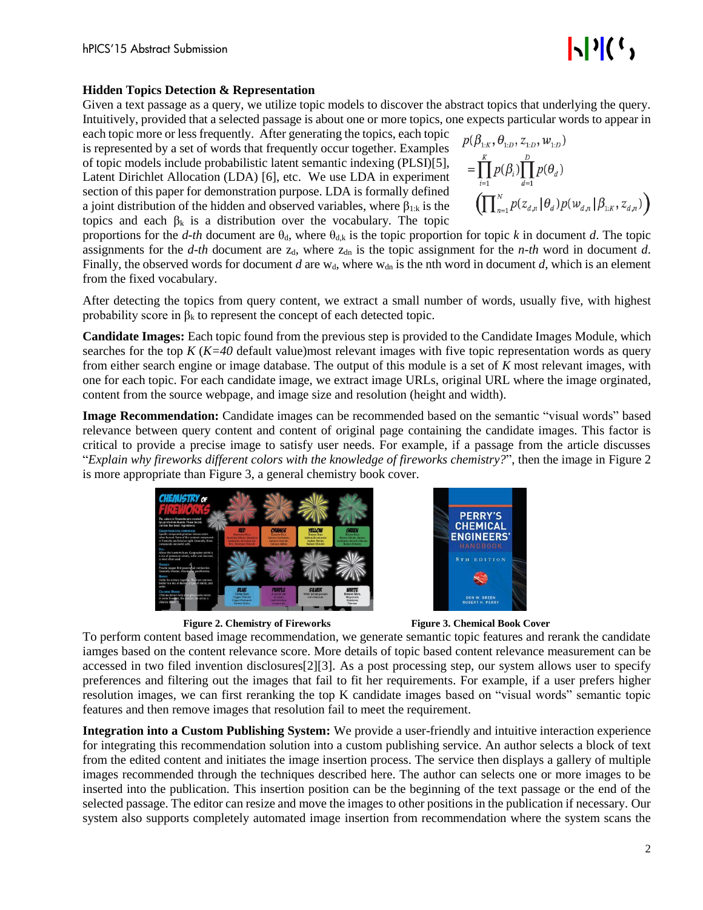**Hidden Topics Detection & Representation**

Given a text passage as a query, we utilize topic models to discover the abstract topics that underlying the query. Intuitively, provided that a selected passage is about one or more topics, one expects particular words to appear in each topic more or less frequently. After generating the topics, each topic is represented by a set of words that frequently occur together. Examples of topic models include probabilistic latent semantic indexing (PLSI)[5], Latent Dirichlet Allocation (LDA) [6], etc. We use LDA in experiment section of this paper for demonstration purpose. LDA is formally defined a joint distribution of the hidden and observed variables, where $\beta_{1:k}$ is the topics and each $\beta_k$ is a distribution over the vocabulary. The topic proportions for the *d-th* document are $\theta_d$, where $\theta_{d,k}$ is the topic proportion for topic *k* in document *d*. The topic assignments for the *d-th* document are $z_d$, where $z_{dn}$ is the topic assignment for the *n-th* word in document *d*. Finally, the observed words for document *d* are $w_d$, where $w_{dn}$ is the nth word in document *d*, which is an element from the fixed vocabulary.

$$
\begin{aligned}
& p(\beta_{1:K}, \theta_{1:D}, z_{1:D}, w_{1:D}) \\
& = \prod_{i=1}^{K} p(\beta_i) \prod_{d=1}^{D} p(\theta_d) \\
& \left( \prod_{n=1}^{N} p(z_{d,n} | \theta_d) p(w_{d,n} | \beta_{1:K}, z_{d,n}) \right)
\end{aligned}
$$

After detecting the topics from query content, we extract a small number of words, usually five, with highest probability score in $\beta_k$ to represent the concept of each detected topic.

**Candidate Images:** Each topic found from the previous step is provided to the Candidate Images Module, which searches for the top *K* (*K=40* default value)most relevant images with five topic representation words as query from either search engine or image database. The output of this module is a set of *K* most relevant images, with one for each topic. For each candidate image, we extract image URLs, original URL where the image orginated, content from the source webpage, and image size and resolution (height and width).

**Image Recommendation:** Candidate images can be recommended based on the semantic "visual words" based relevance between query content and content of original page containing the candidate images. This factor is critical to provide a precise image to satisfy user needs. For example, if a passage from the article discusses "*Explain why fireworks different colors with the knowledge of fireworks chemistry?*", then the image in Figure 2 is more appropriate than Figure 3, a general chemistry book cover.

**Figure 2. Chemistry of Fireworks**

**Figure 3. Chemical Book Cover**

To perform content based image recommendation, we generate semantic topic features and rerank the candidate iamges based on the content relevance score. More details of topic based content relevance measurement can be accessed in two filed invention disclosures[2][3]. As a post processing step, our system allows user to specify preferences and filtering out the images that fail to fit her requirements. For example, if a user prefers higher resolution images, we can first reranking the top K candidate images based on "visual words" semantic topic features and then remove images that resolution fail to meet the requirement.

**Integration into a Custom Publishing System:** We provide a user-friendly and intuitive interaction experience for integrating this recommendation solution into a custom publishing service. An author selects a block of text from the edited content and initiates the image insertion process. The service then displays a gallery of multiple images recommended through the techniques described here. The author can selects one or more images to be inserted into the publication. This insertion position can be the beginning of the text passage or the end of the selected passage. The editor can resize and move the images to other positions in the publication if necessary. Our system also supports completely automated image insertion from recommendation where the system scans the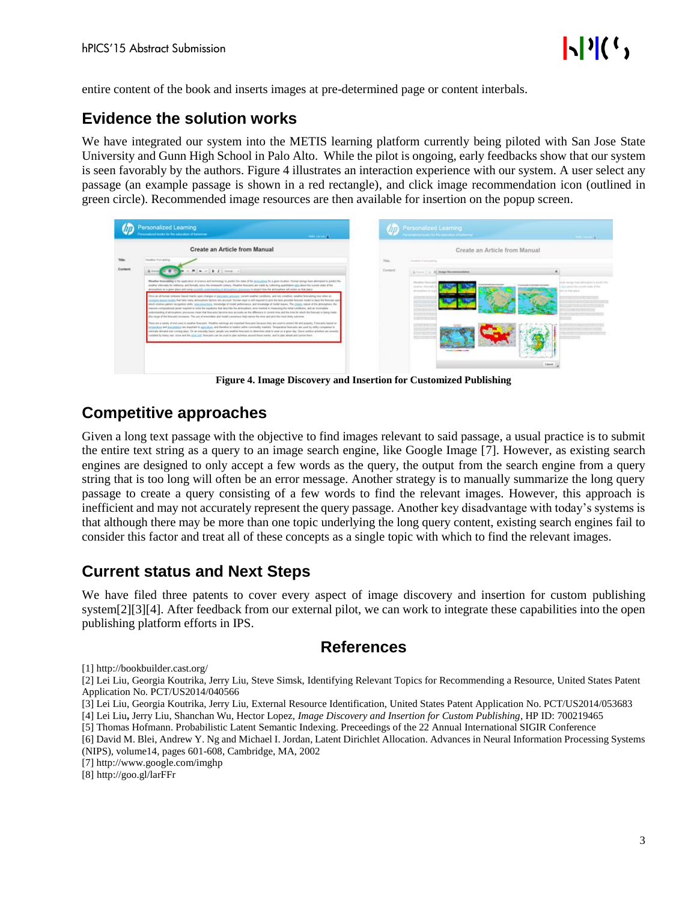entire content of the book and inserts images at pre-determined page or content interbals.

## Evidence the solution works

We have integrated our system into the METIS learning platform currently being piloted with San Jose State University and Gunn High School in Palo Alto. While the pilot is ongoing, early feedbacks show that our system is seen favorably by the authors. Figure 4 illustrates an interaction experience with our system. A user select any passage (an example passage is shown in a red rectangle), and click image recommendation icon (outlined in green circle). Recommended image resources are then available for insertion on the popup screen.

**Figure 4. Image Discovery and Insertion for Customized Publishing**

## Competitive approaches

Given a long text passage with the objective to find images relevant to said passage, a usual practice is to submit the entire text string as a query to an image search engine, like Google Image [7]. However, as existing search engines are designed to only accept a few words as the query, the output from the search engine from a query string that is too long will often be an error message. Another strategy is to manually summarize the long query passage to create a query consisting of a few words to find the relevant images. However, this approach is inefficient and may not accurately represent the query passage. Another key disadvantage with today's systems is that although there may be more than one topic underlying the long query content, existing search engines fail to consider this factor and treat all of these concepts as a single topic with which to find the relevant images.

## Current status and Next Steps

We have filed three patents to cover every aspect of image discovery and insertion for custom publishing system[2][3][4]. After feedback from our external pilot, we can work to integrate these capabilities into the open publishing platform efforts in IPS.

## References

[1] http://bookbuilder.cast.org/

[2] Lei Liu, Georgia Koutrika, Jerry Liu, Steve Simsk, Identifying Relevant Topics for Recommending a Resource, United States Patent Application No. PCT/US2014/040566

[3] Lei Liu, Georgia Koutrika, Jerry Liu, External Resource Identification, United States Patent Application No. PCT/US2014/053683

[4] Lei Liu, Jerry Liu, Shanchan Wu, Hector Lopez, *Image Discovery and Insertion for Custom Publishing*, HP ID: 700219465

[5] Thomas Hofmann. Probabilistic Latent Semantic Indexing. Preceedings of the 22 Annual International SIGIR Conference

[6] David M. Blei, Andrew Y. Ng and Michael I. Jordan, Latent Dirichlet Allocation. Advances in Neural Information Processing Systems (NIPS), volume14, pages 601-608, Cambridge, MA, 2002

[7] http://www.google.com/imghp

[8] http://goo.gl/larFFr